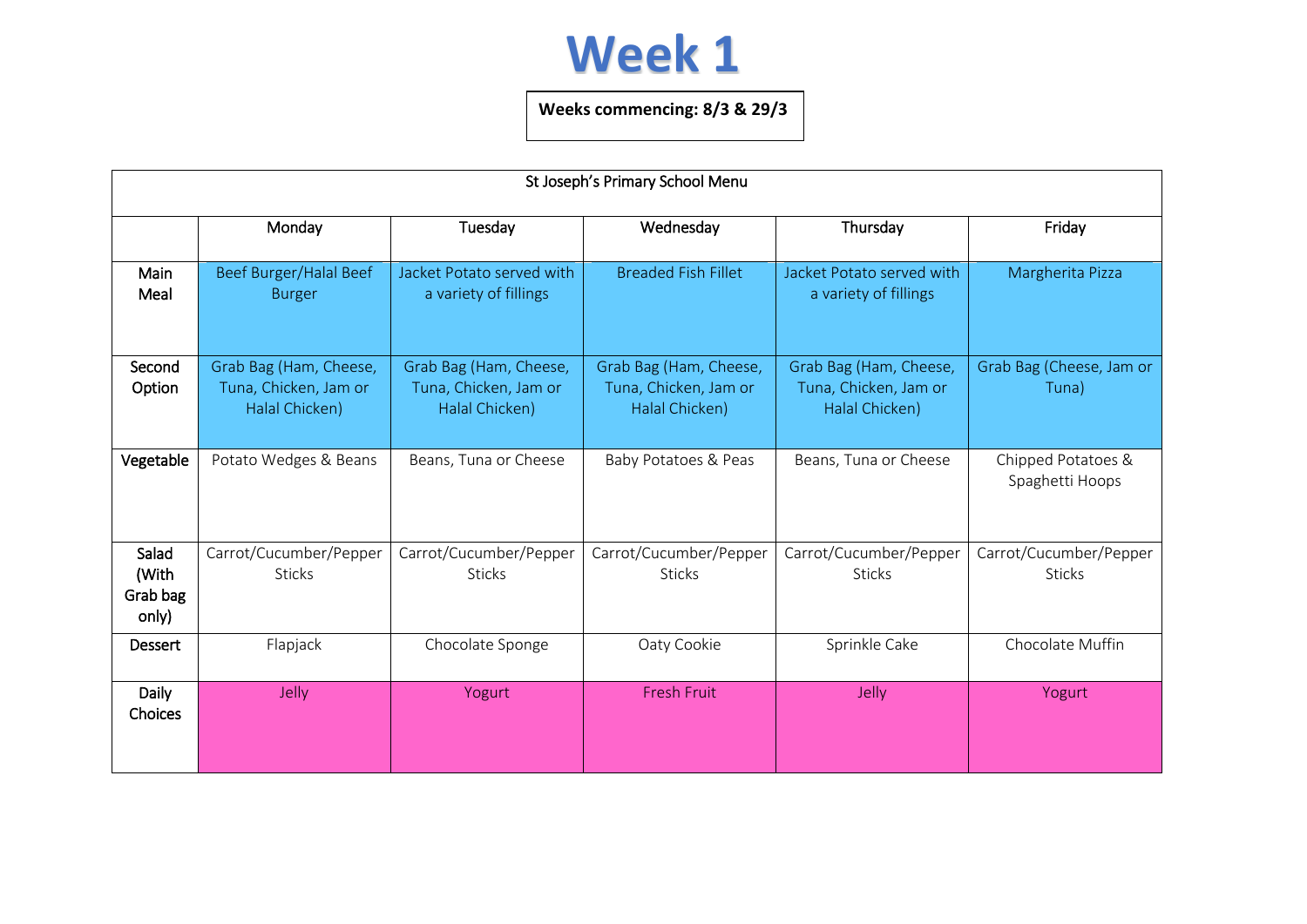# Week 1

**Weeks commencing: 8/3 & 29/3**

| St Joseph's Primary School Menu | | | | | |
|---|---|---|---|---|---|
| | Monday | Tuesday | Wednesday | Thursday | Friday |
| Main Meal | Beef Burger/Halal Beef Burger | Jacket Potato served with a variety of fillings | Breaded Fish Fillet | Jacket Potato served with a variety of fillings | Margherita Pizza |
| Second Option | Grab Bag (Ham, Cheese, Tuna, Chicken, Jam or Halal Chicken) | Grab Bag (Ham, Cheese, Tuna, Chicken, Jam or Halal Chicken) | Grab Bag (Ham, Cheese, Tuna, Chicken, Jam or Halal Chicken) | Grab Bag (Ham, Cheese, Tuna, Chicken, Jam or Halal Chicken) | Grab Bag (Cheese, Jam or Tuna) |
| Vegetable | Potato Wedges & Beans | Beans, Tuna or Cheese | Baby Potatoes & Peas | Beans, Tuna or Cheese | Chipped Potatoes & Spaghetti Hoops |
| Salad (With Grab bag only) | Carrot/Cucumber/Pepper Sticks | Carrot/Cucumber/Pepper Sticks | Carrot/Cucumber/Pepper Sticks | Carrot/Cucumber/Pepper Sticks | Carrot/Cucumber/Pepper Sticks |
| Dessert | Flapjack | Chocolate Sponge | Oaty Cookie | Sprinkle Cake | Chocolate Muffin |
| Daily Choices | Jelly | Yogurt | Fresh Fruit | Jelly | Yogurt |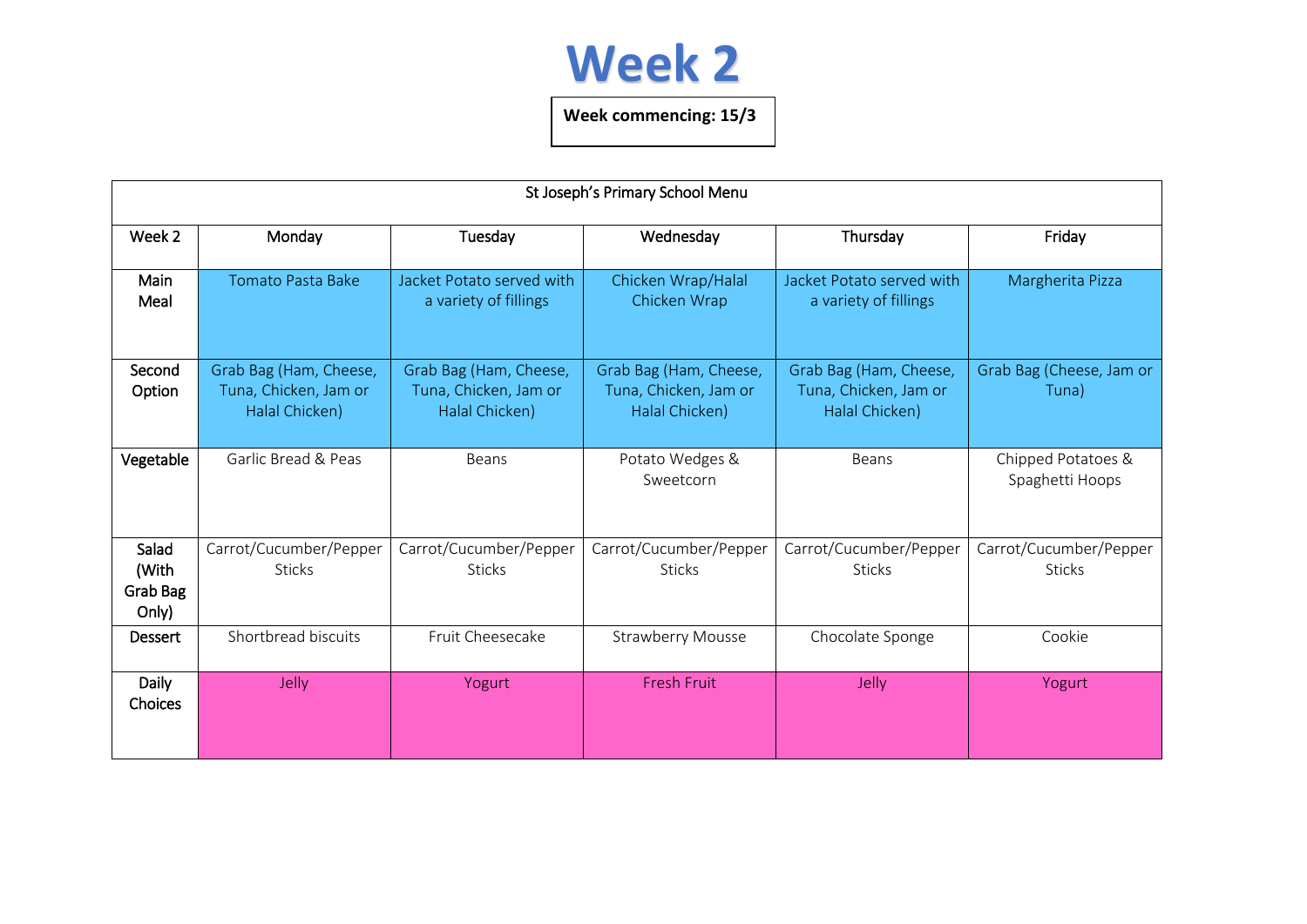# Week 2

**Week commencing: 15/3**

| St Joseph's Primary School Menu | | | | | |
|---|---|---|---|---|---|
| Week 2 | Monday | Tuesday | Wednesday | Thursday | Friday |
| Main Meal | Tomato Pasta Bake | Jacket Potato served with a variety of fillings | Chicken Wrap/Halal Chicken Wrap | Jacket Potato served with a variety of fillings | Margherita Pizza |
| Second Option | Grab Bag (Ham, Cheese, Tuna, Chicken, Jam or Halal Chicken) | Grab Bag (Ham, Cheese, Tuna, Chicken, Jam or Halal Chicken) | Grab Bag (Ham, Cheese, Tuna, Chicken, Jam or Halal Chicken) | Grab Bag (Ham, Cheese, Tuna, Chicken, Jam or Halal Chicken) | Grab Bag (Cheese, Jam or Tuna) |
| Vegetable | Garlic Bread & Peas | Beans | Potato Wedges & Sweetcorn | Beans | Chipped Potatoes & Spaghetti Hoops |
| Salad (With Grab Bag Only) | Carrot/Cucumber/Pepper Sticks | Carrot/Cucumber/Pepper Sticks | Carrot/Cucumber/Pepper Sticks | Carrot/Cucumber/Pepper Sticks | Carrot/Cucumber/Pepper Sticks |
| Dessert | Shortbread biscuits | Fruit Cheesecake | Strawberry Mousse | Chocolate Sponge | Cookie |
| Daily Choices | Jelly | Yogurt | Fresh Fruit | Jelly | Yogurt |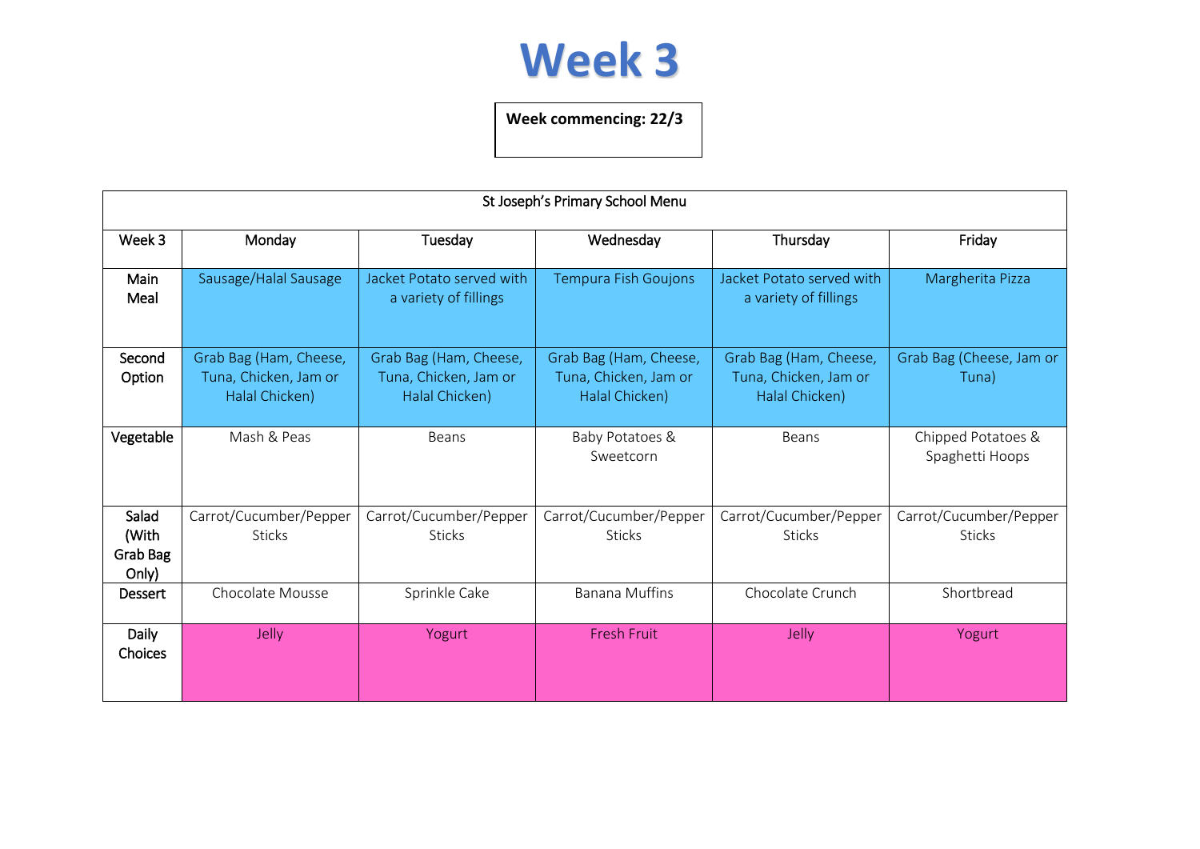# Week 3

**Week commencing: 22/3**

| St Joseph's Primary School Menu | | | | | |
|---|---|---|---|---|---|
| Week 3 | Monday | Tuesday | Wednesday | Thursday | Friday |
| Main Meal | Sausage/Halal Sausage | Jacket Potato served with a variety of fillings | Tempura Fish Goujons | Jacket Potato served with a variety of fillings | Margherita Pizza |
| Second Option | Grab Bag (Ham, Cheese, Tuna, Chicken, Jam or Halal Chicken) | Grab Bag (Ham, Cheese, Tuna, Chicken, Jam or Halal Chicken) | Grab Bag (Ham, Cheese, Tuna, Chicken, Jam or Halal Chicken) | Grab Bag (Ham, Cheese, Tuna, Chicken, Jam or Halal Chicken) | Grab Bag (Cheese, Jam or Tuna) |
| Vegetable | Mash & Peas | Beans | Baby Potatoes & Sweetcorn | Beans | Chipped Potatoes & Spaghetti Hoops |
| Salad (With Grab Bag Only) | Carrot/Cucumber/Pepper Sticks | Carrot/Cucumber/Pepper Sticks | Carrot/Cucumber/Pepper Sticks | Carrot/Cucumber/Pepper Sticks | Carrot/Cucumber/Pepper Sticks |
| Dessert | Chocolate Mousse | Sprinkle Cake | Banana Muffins | Chocolate Crunch | Shortbread |
| Daily Choices | Jelly | Yogurt | Fresh Fruit | Jelly | Yogurt |